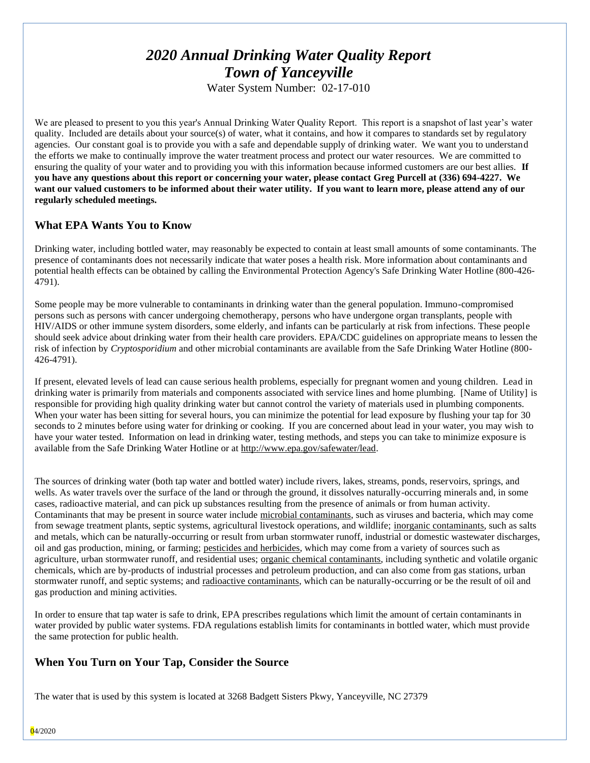# *2020 Annual Drinking Water Quality Report*
# *Town of Yanceyville*

Water System Number: 02-17-010

We are pleased to present to you this year's Annual Drinking Water Quality Report. This report is a snapshot of last year's water quality. Included are details about your source(s) of water, what it contains, and how it compares to standards set by regulatory agencies. Our constant goal is to provide you with a safe and dependable supply of drinking water. We want you to understand the efforts we make to continually improve the water treatment process and protect our water resources. We are committed to ensuring the quality of your water and to providing you with this information because informed customers are our best allies. **If you have any questions about this report or concerning your water, please contact Greg Purcell at (336) 694-4227. We want our valued customers to be informed about their water utility. If you want to learn more, please attend any of our regularly scheduled meetings.**

## What EPA Wants You to Know

Drinking water, including bottled water, may reasonably be expected to contain at least small amounts of some contaminants. The presence of contaminants does not necessarily indicate that water poses a health risk. More information about contaminants and potential health effects can be obtained by calling the Environmental Protection Agency's Safe Drinking Water Hotline (800-426-4791).

Some people may be more vulnerable to contaminants in drinking water than the general population. Immuno-compromised persons such as persons with cancer undergoing chemotherapy, persons who have undergone organ transplants, people with HIV/AIDS or other immune system disorders, some elderly, and infants can be particularly at risk from infections. These people should seek advice about drinking water from their health care providers. EPA/CDC guidelines on appropriate means to lessen the risk of infection by *Cryptosporidium* and other microbial contaminants are available from the Safe Drinking Water Hotline (800-426-4791).

If present, elevated levels of lead can cause serious health problems, especially for pregnant women and young children. Lead in drinking water is primarily from materials and components associated with service lines and home plumbing. [Name of Utility] is responsible for providing high quality drinking water but cannot control the variety of materials used in plumbing components. When your water has been sitting for several hours, you can minimize the potential for lead exposure by flushing your tap for 30 seconds to 2 minutes before using water for drinking or cooking. If you are concerned about lead in your water, you may wish to have your water tested. Information on lead in drinking water, testing methods, and steps you can take to minimize exposure is available from the Safe Drinking Water Hotline or at http://www.epa.gov/safewater/lead.

The sources of drinking water (both tap water and bottled water) include rivers, lakes, streams, ponds, reservoirs, springs, and wells. As water travels over the surface of the land or through the ground, it dissolves naturally-occurring minerals and, in some cases, radioactive material, and can pick up substances resulting from the presence of animals or from human activity. Contaminants that may be present in source water include microbial contaminants, such as viruses and bacteria, which may come from sewage treatment plants, septic systems, agricultural livestock operations, and wildlife; inorganic contaminants, such as salts and metals, which can be naturally-occurring or result from urban stormwater runoff, industrial or domestic wastewater discharges, oil and gas production, mining, or farming; pesticides and herbicides, which may come from a variety of sources such as agriculture, urban stormwater runoff, and residential uses; organic chemical contaminants, including synthetic and volatile organic chemicals, which are by-products of industrial processes and petroleum production, and can also come from gas stations, urban stormwater runoff, and septic systems; and radioactive contaminants, which can be naturally-occurring or be the result of oil and gas production and mining activities.

In order to ensure that tap water is safe to drink, EPA prescribes regulations which limit the amount of certain contaminants in water provided by public water systems. FDA regulations establish limits for contaminants in bottled water, which must provide the same protection for public health.

## When You Turn on Your Tap, Consider the Source

The water that is used by this system is located at 3268 Badgett Sisters Pkwy, Yanceyville, NC 27379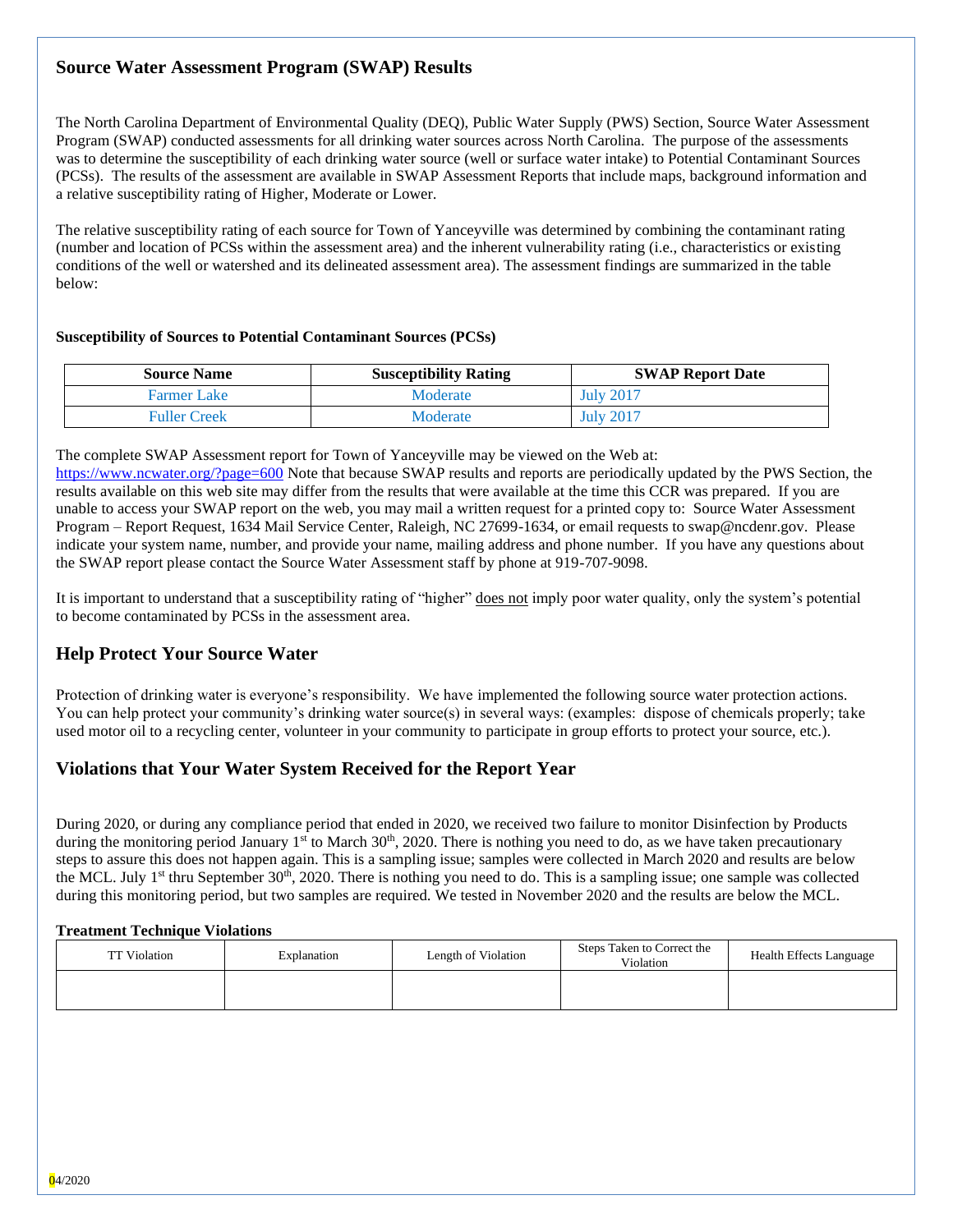## Source Water Assessment Program (SWAP) Results

The North Carolina Department of Environmental Quality (DEQ), Public Water Supply (PWS) Section, Source Water Assessment Program (SWAP) conducted assessments for all drinking water sources across North Carolina. The purpose of the assessments was to determine the susceptibility of each drinking water source (well or surface water intake) to Potential Contaminant Sources (PCSs). The results of the assessment are available in SWAP Assessment Reports that include maps, background information and a relative susceptibility rating of Higher, Moderate or Lower.

The relative susceptibility rating of each source for Town of Yanceyville was determined by combining the contaminant rating (number and location of PCSs within the assessment area) and the inherent vulnerability rating (i.e., characteristics or existing conditions of the well or watershed and its delineated assessment area). The assessment findings are summarized in the table below:

**Susceptibility of Sources to Potential Contaminant Sources (PCSs)**

| Source Name | Susceptibility Rating | SWAP Report Date |
|---|---|---|
| Farmer Lake | Moderate | July 2017 |
| Fuller Creek | Moderate | July 2017 |

The complete SWAP Assessment report for Town of Yanceyville may be viewed on the Web at: https://www.ncwater.org/?page=600 Note that because SWAP results and reports are periodically updated by the PWS Section, the results available on this web site may differ from the results that were available at the time this CCR was prepared. If you are unable to access your SWAP report on the web, you may mail a written request for a printed copy to: Source Water Assessment Program – Report Request, 1634 Mail Service Center, Raleigh, NC 27699-1634, or email requests to swap@ncdenr.gov. Please indicate your system name, number, and provide your name, mailing address and phone number. If you have any questions about the SWAP report please contact the Source Water Assessment staff by phone at 919-707-9098.

It is important to understand that a susceptibility rating of "higher" does not imply poor water quality, only the system's potential to become contaminated by PCSs in the assessment area.

## Help Protect Your Source Water

Protection of drinking water is everyone's responsibility. We have implemented the following source water protection actions. You can help protect your community's drinking water source(s) in several ways: (examples: dispose of chemicals properly; take used motor oil to a recycling center, volunteer in your community to participate in group efforts to protect your source, etc.).

## Violations that Your Water System Received for the Report Year

During 2020, or during any compliance period that ended in 2020, we received two failure to monitor Disinfection by Products during the monitoring period January 1st to March 30th, 2020. There is nothing you need to do, as we have taken precautionary steps to assure this does not happen again. This is a sampling issue; samples were collected in March 2020 and results are below the MCL. July 1st thru September 30th, 2020. There is nothing you need to do. This is a sampling issue; one sample was collected during this monitoring period, but two samples are required. We tested in November 2020 and the results are below the MCL.

**Treatment Technique Violations**

| TT Violation | Explanation | Length of Violation | Steps Taken to Correct the Violation | Health Effects Language |
|---|---|---|---|---|
| | | | | |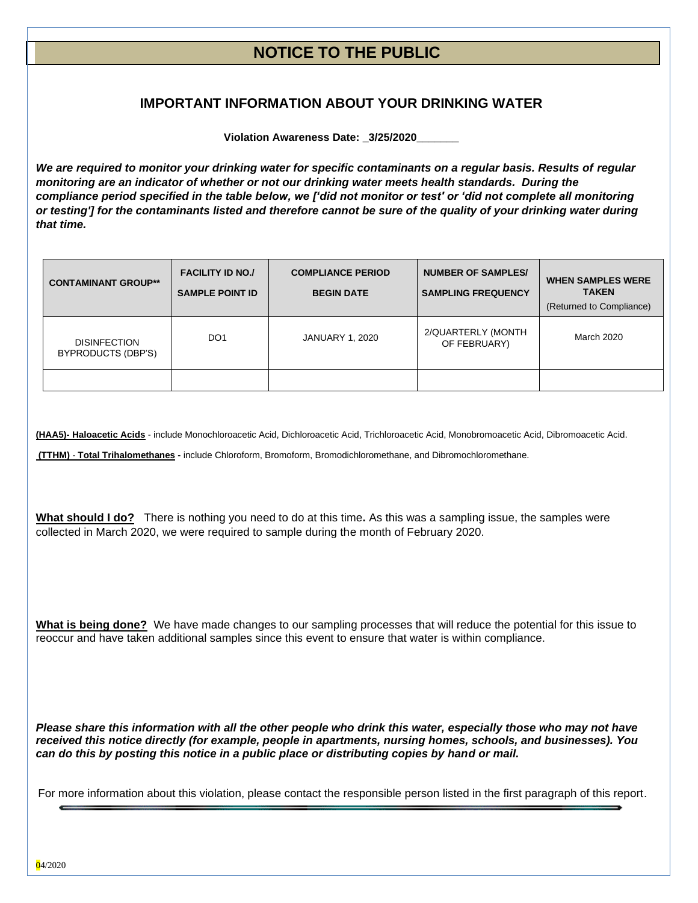# NOTICE TO THE PUBLIC

## IMPORTANT INFORMATION ABOUT YOUR DRINKING WATER

**Violation Awareness Date: _3/25/2020_______**

***We are required to monitor your drinking water for specific contaminants on a regular basis. Results of regular monitoring are an indicator of whether or not our drinking water meets health standards. During the compliance period specified in the table below, we ['did not monitor or test' or 'did not complete all monitoring or testing'] for the contaminants listed and therefore cannot be sure of the quality of your drinking water during that time.***

| CONTAMINANT GROUP** | FACILITY ID NO./ SAMPLE POINT ID | COMPLIANCE PERIOD BEGIN DATE | NUMBER OF SAMPLES/ SAMPLING FREQUENCY | WHEN SAMPLES WERE TAKEN (Returned to Compliance) |
|---|---|---|---|---|
| DISINFECTION BYPRODUCTS (DBP'S) | DO1 | JANUARY 1, 2020 | 2/QUARTERLY (MONTH OF FEBRUARY) | March 2020 |
| | | | | |

**(HAA5)- Haloacetic Acids** - include Monochloroacetic Acid, Dichloroacetic Acid, Trichloroacetic Acid, Monobromoacetic Acid, Dibromoacetic Acid.

**(TTHM) - Total Trihalomethanes -** include Chloroform, Bromoform, Bromodichloromethane, and Dibromochloromethane.

**What should I do?** There is nothing you need to do at this time**.** As this was a sampling issue, the samples were collected in March 2020, we were required to sample during the month of February 2020.

**What is being done?** We have made changes to our sampling processes that will reduce the potential for this issue to reoccur and have taken additional samples since this event to ensure that water is within compliance.

***Please share this information with all the other people who drink this water, especially those who may not have received this notice directly (for example, people in apartments, nursing homes, schools, and businesses). You can do this by posting this notice in a public place or distributing copies by hand or mail.***

For more information about this violation, please contact the responsible person listed in the first paragraph of this report.

04/2020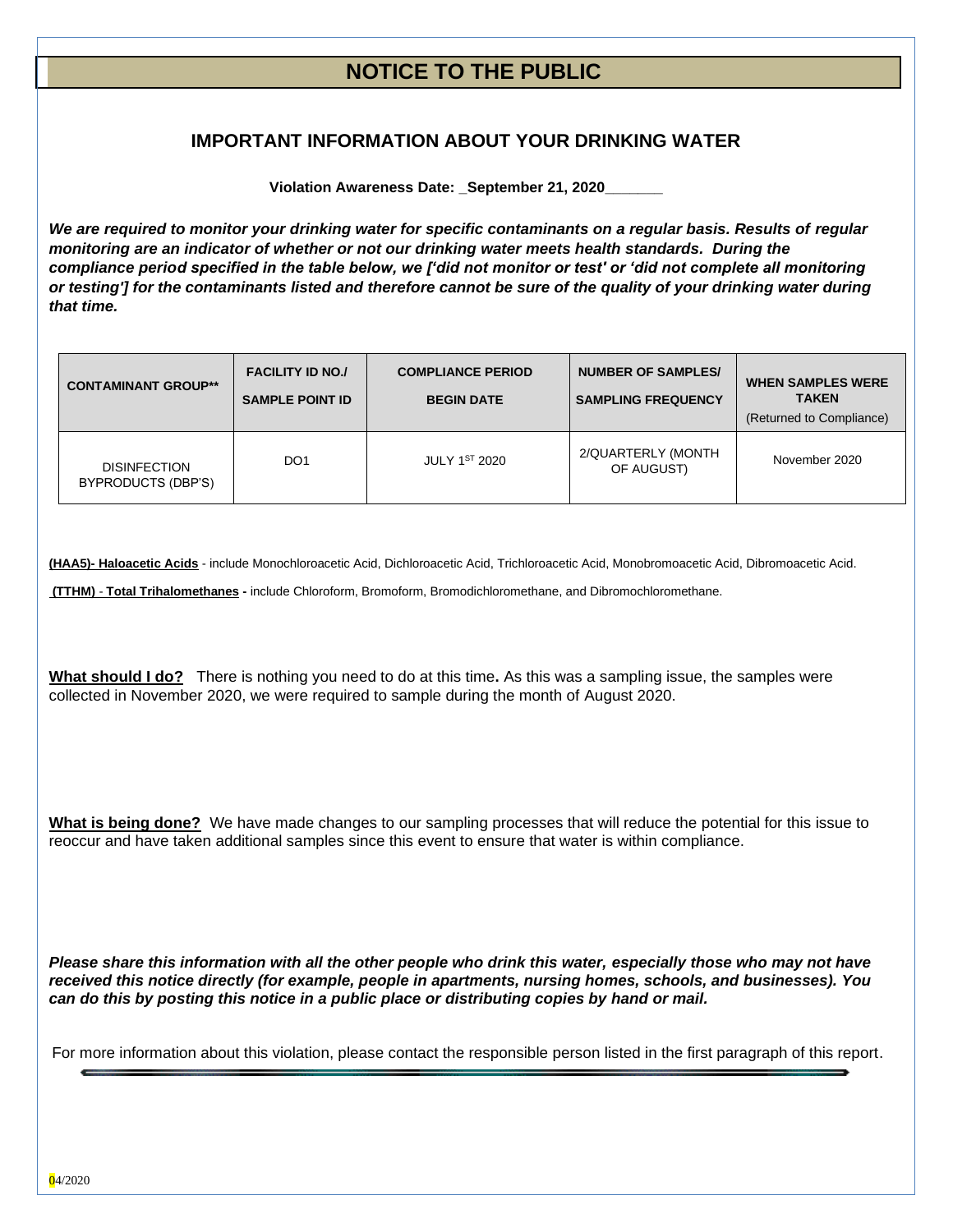# NOTICE TO THE PUBLIC

## IMPORTANT INFORMATION ABOUT YOUR DRINKING WATER

**Violation Awareness Date: _September 21, 2020_______**

***We are required to monitor your drinking water for specific contaminants on a regular basis. Results of regular monitoring are an indicator of whether or not our drinking water meets health standards. During the compliance period specified in the table below, we ['did not monitor or test' or 'did not complete all monitoring or testing'] for the contaminants listed and therefore cannot be sure of the quality of your drinking water during that time.***

| CONTAMINANT GROUP** | FACILITY ID NO./ SAMPLE POINT ID | COMPLIANCE PERIOD BEGIN DATE | NUMBER OF SAMPLES/ SAMPLING FREQUENCY | WHEN SAMPLES WERE TAKEN (Returned to Compliance) |
|---|---|---|---|---|
| DISINFECTION BYPRODUCTS (DBP'S) | DO1 | JULY 1ST 2020 | 2/QUARTERLY (MONTH OF AUGUST) | November 2020 |

**(HAA5)- Haloacetic Acids** - include Monochloroacetic Acid, Dichloroacetic Acid, Trichloroacetic Acid, Monobromoacetic Acid, Dibromoacetic Acid.

**(TTHM) - Total Trihalomethanes -** include Chloroform, Bromoform, Bromodichloromethane, and Dibromochloromethane.

**What should I do?** There is nothing you need to do at this time**.** As this was a sampling issue, the samples were collected in November 2020, we were required to sample during the month of August 2020.

**What is being done?** We have made changes to our sampling processes that will reduce the potential for this issue to reoccur and have taken additional samples since this event to ensure that water is within compliance.

***Please share this information with all the other people who drink this water, especially those who may not have received this notice directly (for example, people in apartments, nursing homes, schools, and businesses). You can do this by posting this notice in a public place or distributing copies by hand or mail.***

For more information about this violation, please contact the responsible person listed in the first paragraph of this report.

04/2020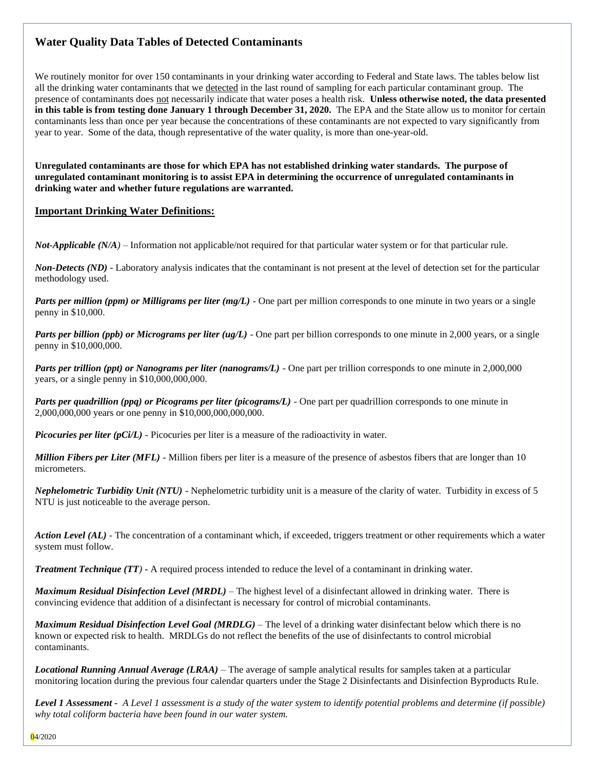## Water Quality Data Tables of Detected Contaminants

We routinely monitor for over 150 contaminants in your drinking water according to Federal and State laws. The tables below list all the drinking water contaminants that we detected in the last round of sampling for each particular contaminant group. The presence of contaminants does not necessarily indicate that water poses a health risk. **Unless otherwise noted, the data presented in this table is from testing done January 1 through December 31, 2020.** The EPA and the State allow us to monitor for certain contaminants less than once per year because the concentrations of these contaminants are not expected to vary significantly from year to year. Some of the data, though representative of the water quality, is more than one-year-old.

**Unregulated contaminants are those for which EPA has not established drinking water standards. The purpose of unregulated contaminant monitoring is to assist EPA in determining the occurrence of unregulated contaminants in drinking water and whether future regulations are warranted.**

### Important Drinking Water Definitions:

***Not-Applicable (N/A)*** – Information not applicable/not required for that particular water system or for that particular rule.

***Non-Detects (ND)*** - Laboratory analysis indicates that the contaminant is not present at the level of detection set for the particular methodology used.

***Parts per million (ppm) or Milligrams per liter (mg/L)*** - One part per million corresponds to one minute in two years or a single penny in $10,000.

***Parts per billion (ppb) or Micrograms per liter (ug/L)*** - One part per billion corresponds to one minute in 2,000 years, or a single penny in $10,000,000.

***Parts per trillion (ppt) or Nanograms per liter (nanograms/L)*** - One part per trillion corresponds to one minute in 2,000,000 years, or a single penny in $10,000,000,000.

***Parts per quadrillion (ppq) or Picograms per liter (picograms/L)*** - One part per quadrillion corresponds to one minute in 2,000,000,000 years or one penny in $10,000,000,000,000.

***Picocuries per liter (pCi/L)*** - Picocuries per liter is a measure of the radioactivity in water.

***Million Fibers per Liter (MFL)*** - Million fibers per liter is a measure of the presence of asbestos fibers that are longer than 10 micrometers.

***Nephelometric Turbidity Unit (NTU)*** - Nephelometric turbidity unit is a measure of the clarity of water. Turbidity in excess of 5 NTU is just noticeable to the average person.

***Action Level (AL)*** - The concentration of a contaminant which, if exceeded, triggers treatment or other requirements which a water system must follow.

***Treatment Technique (TT)*** - A required process intended to reduce the level of a contaminant in drinking water.

***Maximum Residual Disinfection Level (MRDL)*** – The highest level of a disinfectant allowed in drinking water. There is convincing evidence that addition of a disinfectant is necessary for control of microbial contaminants.

***Maximum Residual Disinfection Level Goal (MRDLG)*** – The level of a drinking water disinfectant below which there is no known or expected risk to health. MRDLGs do not reflect the benefits of the use of disinfectants to control microbial contaminants.

***Locational Running Annual Average (LRAA)*** – The average of sample analytical results for samples taken at a particular monitoring location during the previous four calendar quarters under the Stage 2 Disinfectants and Disinfection Byproducts Rule.

***Level 1 Assessment*** - *A Level 1 assessment is a study of the water system to identify potential problems and determine (if possible) why total coliform bacteria have been found in our water system.*

04/2020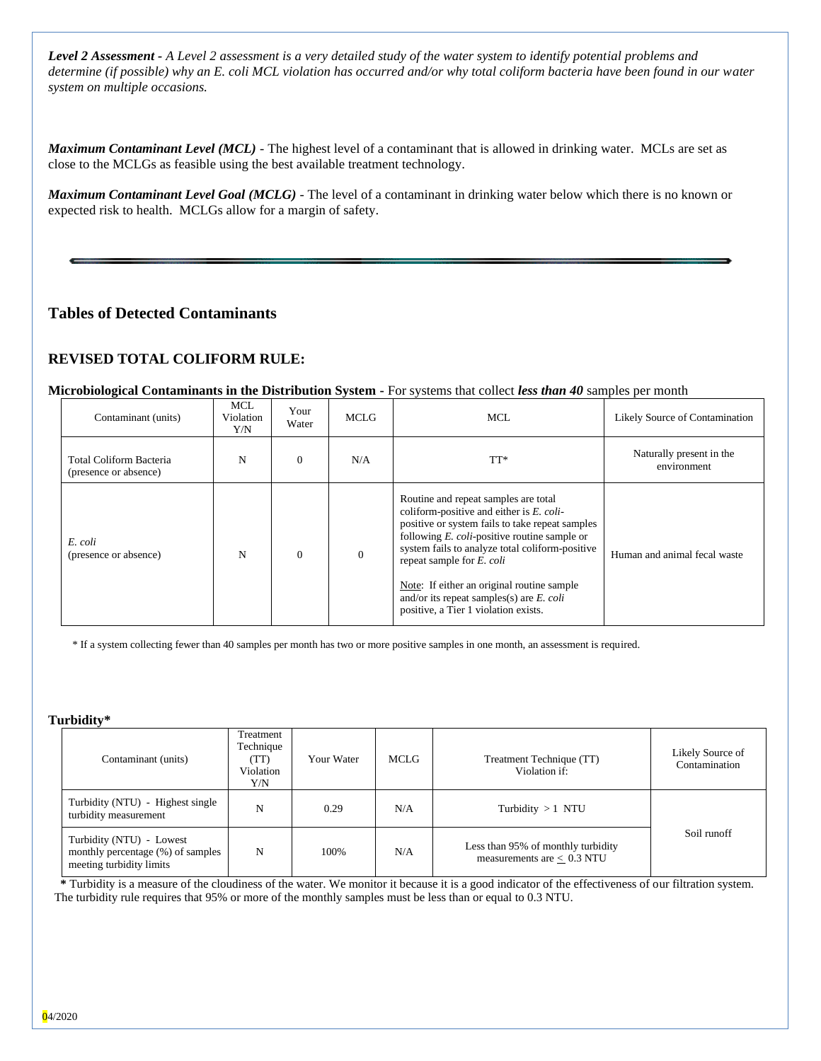***Level 2 Assessment*** *- A Level 2 assessment is a very detailed study of the water system to identify potential problems and determine (if possible) why an E. coli MCL violation has occurred and/or why total coliform bacteria have been found in our water system on multiple occasions.*

***Maximum Contaminant Level (MCL)*** - The highest level of a contaminant that is allowed in drinking water. MCLs are set as close to the MCLGs as feasible using the best available treatment technology.

***Maximum Contaminant Level Goal (MCLG)*** - The level of a contaminant in drinking water below which there is no known or expected risk to health. MCLGs allow for a margin of safety.

## Tables of Detected Contaminants

## REVISED TOTAL COLIFORM RULE:

**Microbiological Contaminants in the Distribution System -** For systems that collect ***less than 40*** samples per month

| Contaminant (units) | MCL Violation Y/N | Your Water | MCLG | MCL | Likely Source of Contamination |
|---|---|---|---|---|---|
| Total Coliform Bacteria (presence or absence) | N | 0 | N/A | TT* | Naturally present in the environment |
| *E. coli* (presence or absence) | N | 0 | 0 | Routine and repeat samples are total coliform-positive and either is *E. coli*-positive or system fails to take repeat samples following *E. coli*-positive routine sample or system fails to analyze total coliform-positive repeat sample for *E. coli*<br><br>Note: If either an original routine sample and/or its repeat samples(s) are *E. coli* positive, a Tier 1 violation exists. | Human and animal fecal waste |

\* If a system collecting fewer than 40 samples per month has two or more positive samples in one month, an assessment is required.

**Turbidity***

| Contaminant (units) | Treatment Technique (TT) Violation Y/N | Your Water | MCLG | Treatment Technique (TT) Violation if: | Likely Source of Contamination |
|---|---|---|---|---|---|
| Turbidity (NTU) - Highest single turbidity measurement | N | 0.29 | N/A | Turbidity > 1 NTU | Soil runoff |
| Turbidity (NTU) - Lowest monthly percentage (%) of samples meeting turbidity limits | N | 100% | N/A | Less than 95% of monthly turbidity measurements are ≤ 0.3 NTU | |

**\*** Turbidity is a measure of the cloudiness of the water. We monitor it because it is a good indicator of the effectiveness of our filtration system. The turbidity rule requires that 95% or more of the monthly samples must be less than or equal to 0.3 NTU.

04/2020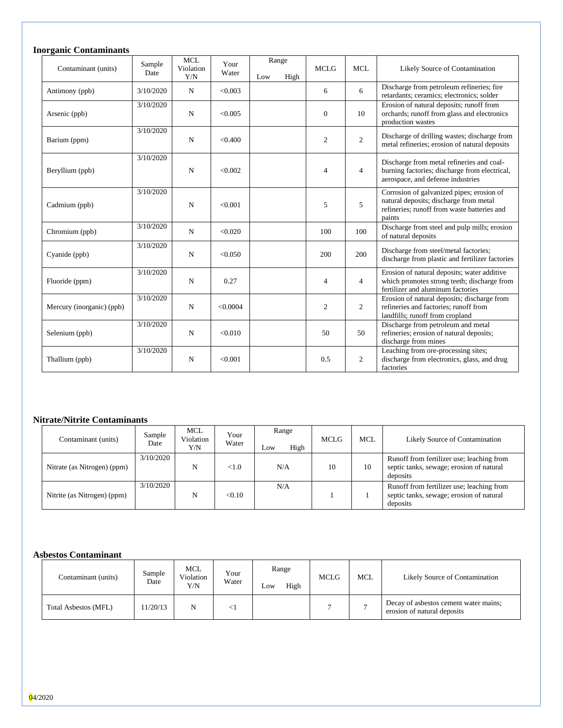### Inorganic Contaminants

| Contaminant (units) | Sample Date | MCL Violation Y/N | Your Water | Range | | MCLG | MCL | Likely Source of Contamination |
|---|---|---|---|---|---|---|---|---|
| | | | | Low | High | | | |
| Antimony (ppb) | 3/10/2020 | N | <0.003 | | | 6 | 6 | Discharge from petroleum refineries; fire retardants; ceramics; electronics; solder |
| Arsenic (ppb) | 3/10/2020 | N | <0.005 | | | 0 | 10 | Erosion of natural deposits; runoff from orchards; runoff from glass and electronics production wastes |
| Barium (ppm) | 3/10/2020 | N | <0.400 | | | 2 | 2 | Discharge of drilling wastes; discharge from metal refineries; erosion of natural deposits |
| Beryllium (ppb) | 3/10/2020 | N | <0.002 | | | 4 | 4 | Discharge from metal refineries and coal-burning factories; discharge from electrical, aerospace, and defense industries |
| Cadmium (ppb) | 3/10/2020 | N | <0.001 | | | 5 | 5 | Corrosion of galvanized pipes; erosion of natural deposits; discharge from metal refineries; runoff from waste batteries and paints |
| Chromium (ppb) | 3/10/2020 | N | <0.020 | | | 100 | 100 | Discharge from steel and pulp mills; erosion of natural deposits |
| Cyanide (ppb) | 3/10/2020 | N | <0.050 | | | 200 | 200 | Discharge from steel/metal factories; discharge from plastic and fertilizer factories |
| Fluoride (ppm) | 3/10/2020 | N | 0.27 | | | 4 | 4 | Erosion of natural deposits; water additive which promotes strong teeth; discharge from fertilizer and aluminum factories |
| Mercury (inorganic) (ppb) | 3/10/2020 | N | <0.0004 | | | 2 | 2 | Erosion of natural deposits; discharge from refineries and factories; runoff from landfills; runoff from cropland |
| Selenium (ppb) | 3/10/2020 | N | <0.010 | | | 50 | 50 | Discharge from petroleum and metal refineries; erosion of natural deposits; discharge from mines |
| Thallium (ppb) | 3/10/2020 | N | <0.001 | | | 0.5 | 2 | Leaching from ore-processing sites; discharge from electronics, glass, and drug factories |

### Nitrate/Nitrite Contaminants

| Contaminant (units) | Sample Date | MCL Violation Y/N | Your Water | Range | | MCLG | MCL | Likely Source of Contamination |
|---|---|---|---|---|---|---|---|---|
| | | | | Low | High | | | |
| Nitrate (as Nitrogen) (ppm) | 3/10/2020 | N | <1.0 | N/A | | 10 | 10 | Runoff from fertilizer use; leaching from septic tanks, sewage; erosion of natural deposits |
| Nitrite (as Nitrogen) (ppm) | 3/10/2020 | N | <0.10 | N/A | | 1 | 1 | Runoff from fertilizer use; leaching from septic tanks, sewage; erosion of natural deposits |

### Asbestos Contaminant

| Contaminant (units) | Sample Date | MCL Violation Y/N | Your Water | Range | | MCLG | MCL | Likely Source of Contamination |
|---|---|---|---|---|---|---|---|---|
| | | | | Low | High | | | |
| Total Asbestos (MFL) | 11/20/13 | N | <1 | | | 7 | 7 | Decay of asbestos cement water mains; erosion of natural deposits |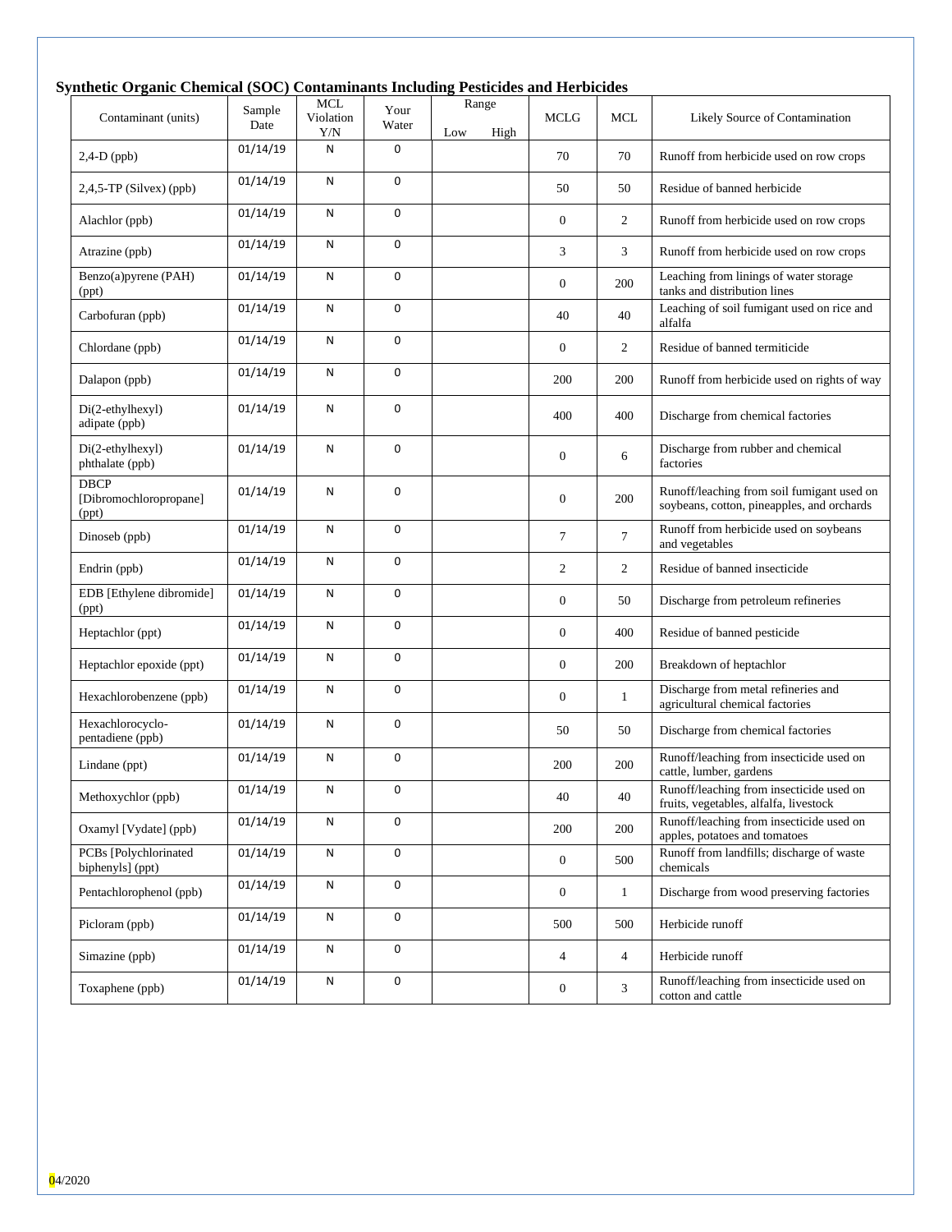## Synthetic Organic Chemical (SOC) Contaminants Including Pesticides and Herbicides

| Contaminant (units) | Sample Date | MCL Violation Y/N | Your Water | Range | | MCLG | MCL | Likely Source of Contamination |
|---|---|---|---|---|---|---|---|---|
| | | | | Low | High | | | |
| 2,4-D (ppb) | 01/14/19 | N | 0 | | | 70 | 70 | Runoff from herbicide used on row crops |
| 2,4,5-TP (Silvex) (ppb) | 01/14/19 | N | 0 | | | 50 | 50 | Residue of banned herbicide |
| Alachlor (ppb) | 01/14/19 | N | 0 | | | 0 | 2 | Runoff from herbicide used on row crops |
| Atrazine (ppb) | 01/14/19 | N | 0 | | | 3 | 3 | Runoff from herbicide used on row crops |
| Benzo(a)pyrene (PAH) (ppt) | 01/14/19 | N | 0 | | | 0 | 200 | Leaching from linings of water storage tanks and distribution lines |
| Carbofuran (ppb) | 01/14/19 | N | 0 | | | 40 | 40 | Leaching of soil fumigant used on rice and alfalfa |
| Chlordane (ppb) | 01/14/19 | N | 0 | | | 0 | 2 | Residue of banned termiticide |
| Dalapon (ppb) | 01/14/19 | N | 0 | | | 200 | 200 | Runoff from herbicide used on rights of way |
| Di(2-ethylhexyl) adipate (ppb) | 01/14/19 | N | 0 | | | 400 | 400 | Discharge from chemical factories |
| Di(2-ethylhexyl) phthalate (ppb) | 01/14/19 | N | 0 | | | 0 | 6 | Discharge from rubber and chemical factories |
| DBCP [Dibromochloropropane] (ppt) | 01/14/19 | N | 0 | | | 0 | 200 | Runoff/leaching from soil fumigant used on soybeans, cotton, pineapples, and orchards |
| Dinoseb (ppb) | 01/14/19 | N | 0 | | | 7 | 7 | Runoff from herbicide used on soybeans and vegetables |
| Endrin (ppb) | 01/14/19 | N | 0 | | | 2 | 2 | Residue of banned insecticide |
| EDB [Ethylene dibromide] (ppt) | 01/14/19 | N | 0 | | | 0 | 50 | Discharge from petroleum refineries |
| Heptachlor (ppt) | 01/14/19 | N | 0 | | | 0 | 400 | Residue of banned pesticide |
| Heptachlor epoxide (ppt) | 01/14/19 | N | 0 | | | 0 | 200 | Breakdown of heptachlor |
| Hexachlorobenzene (ppb) | 01/14/19 | N | 0 | | | 0 | 1 | Discharge from metal refineries and agricultural chemical factories |
| Hexachlorocyclo-pentadiene (ppb) | 01/14/19 | N | 0 | | | 50 | 50 | Discharge from chemical factories |
| Lindane (ppt) | 01/14/19 | N | 0 | | | 200 | 200 | Runoff/leaching from insecticide used on cattle, lumber, gardens |
| Methoxychlor (ppb) | 01/14/19 | N | 0 | | | 40 | 40 | Runoff/leaching from insecticide used on fruits, vegetables, alfalfa, livestock |
| Oxamyl [Vydate] (ppb) | 01/14/19 | N | 0 | | | 200 | 200 | Runoff/leaching from insecticide used on apples, potatoes and tomatoes |
| PCBs [Polychlorinated biphenyls] (ppt) | 01/14/19 | N | 0 | | | 0 | 500 | Runoff from landfills; discharge of waste chemicals |
| Pentachlorophenol (ppb) | 01/14/19 | N | 0 | | | 0 | 1 | Discharge from wood preserving factories |
| Picloram (ppb) | 01/14/19 | N | 0 | | | 500 | 500 | Herbicide runoff |
| Simazine (ppb) | 01/14/19 | N | 0 | | | 4 | 4 | Herbicide runoff |
| Toxaphene (ppb) | 01/14/19 | N | 0 | | | 0 | 3 | Runoff/leaching from insecticide used on cotton and cattle |

04/2020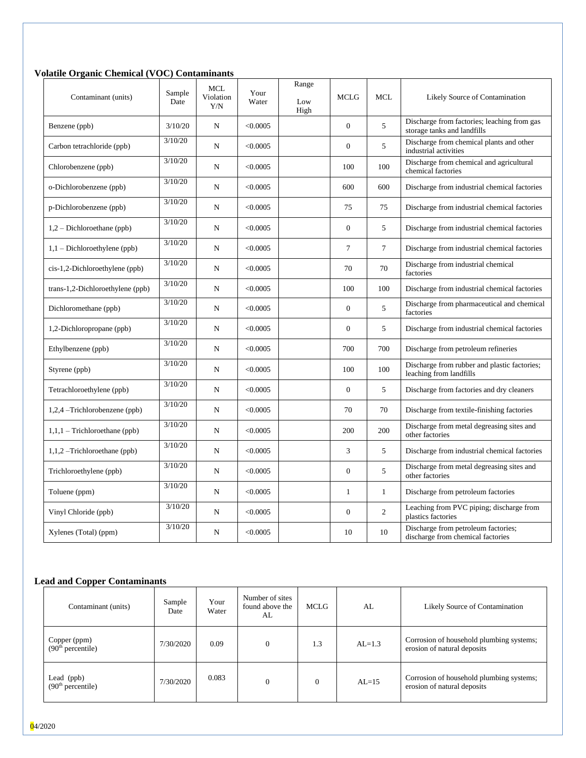**Volatile Organic Chemical (VOC) Contaminants**

| Contaminant (units) | Sample Date | MCL Violation Y/N | Your Water | Range Low High | MCLG | MCL | Likely Source of Contamination |
|---|---|---|---|---|---|---|---|
| Benzene (ppb) | 3/10/20 | N | <0.0005 | | 0 | 5 | Discharge from factories; leaching from gas storage tanks and landfills |
| Carbon tetrachloride (ppb) | 3/10/20 | N | <0.0005 | | 0 | 5 | Discharge from chemical plants and other industrial activities |
| Chlorobenzene (ppb) | 3/10/20 | N | <0.0005 | | 100 | 100 | Discharge from chemical and agricultural chemical factories |
| o-Dichlorobenzene (ppb) | 3/10/20 | N | <0.0005 | | 600 | 600 | Discharge from industrial chemical factories |
| p-Dichlorobenzene (ppb) | 3/10/20 | N | <0.0005 | | 75 | 75 | Discharge from industrial chemical factories |
| 1,2 – Dichloroethane (ppb) | 3/10/20 | N | <0.0005 | | 0 | 5 | Discharge from industrial chemical factories |
| 1,1 – Dichloroethylene (ppb) | 3/10/20 | N | <0.0005 | | 7 | 7 | Discharge from industrial chemical factories |
| cis-1,2-Dichloroethylene (ppb) | 3/10/20 | N | <0.0005 | | 70 | 70 | Discharge from industrial chemical factories |
| trans-1,2-Dichloroethylene (ppb) | 3/10/20 | N | <0.0005 | | 100 | 100 | Discharge from industrial chemical factories |
| Dichloromethane (ppb) | 3/10/20 | N | <0.0005 | | 0 | 5 | Discharge from pharmaceutical and chemical factories |
| 1,2-Dichloropropane (ppb) | 3/10/20 | N | <0.0005 | | 0 | 5 | Discharge from industrial chemical factories |
| Ethylbenzene (ppb) | 3/10/20 | N | <0.0005 | | 700 | 700 | Discharge from petroleum refineries |
| Styrene (ppb) | 3/10/20 | N | <0.0005 | | 100 | 100 | Discharge from rubber and plastic factories; leaching from landfills |
| Tetrachloroethylene (ppb) | 3/10/20 | N | <0.0005 | | 0 | 5 | Discharge from factories and dry cleaners |
| 1,2,4 –Trichlorobenzene (ppb) | 3/10/20 | N | <0.0005 | | 70 | 70 | Discharge from textile-finishing factories |
| 1,1,1 – Trichloroethane (ppb) | 3/10/20 | N | <0.0005 | | 200 | 200 | Discharge from metal degreasing sites and other factories |
| 1,1,2 –Trichloroethane (ppb) | 3/10/20 | N | <0.0005 | | 3 | 5 | Discharge from industrial chemical factories |
| Trichloroethylene (ppb) | 3/10/20 | N | <0.0005 | | 0 | 5 | Discharge from metal degreasing sites and other factories |
| Toluene (ppm) | 3/10/20 | N | <0.0005 | | 1 | 1 | Discharge from petroleum factories |
| Vinyl Chloride (ppb) | 3/10/20 | N | <0.0005 | | 0 | 2 | Leaching from PVC piping; discharge from plastics factories |
| Xylenes (Total) (ppm) | 3/10/20 | N | <0.0005 | | 10 | 10 | Discharge from petroleum factories; discharge from chemical factories |

**Lead and Copper Contaminants**

| Contaminant (units) | Sample Date | Your Water | Number of sites found above the AL | MCLG | AL | Likely Source of Contamination |
|---|---|---|---|---|---|---|
| Copper (ppm) ($90^{th}$ percentile) | 7/30/2020 | 0.09 | 0 | 1.3 | AL=1.3 | Corrosion of household plumbing systems; erosion of natural deposits |
| Lead (ppb) ($90^{th}$ percentile) | 7/30/2020 | 0.083 | 0 | 0 | AL=15 | Corrosion of household plumbing systems; erosion of natural deposits |

04/2020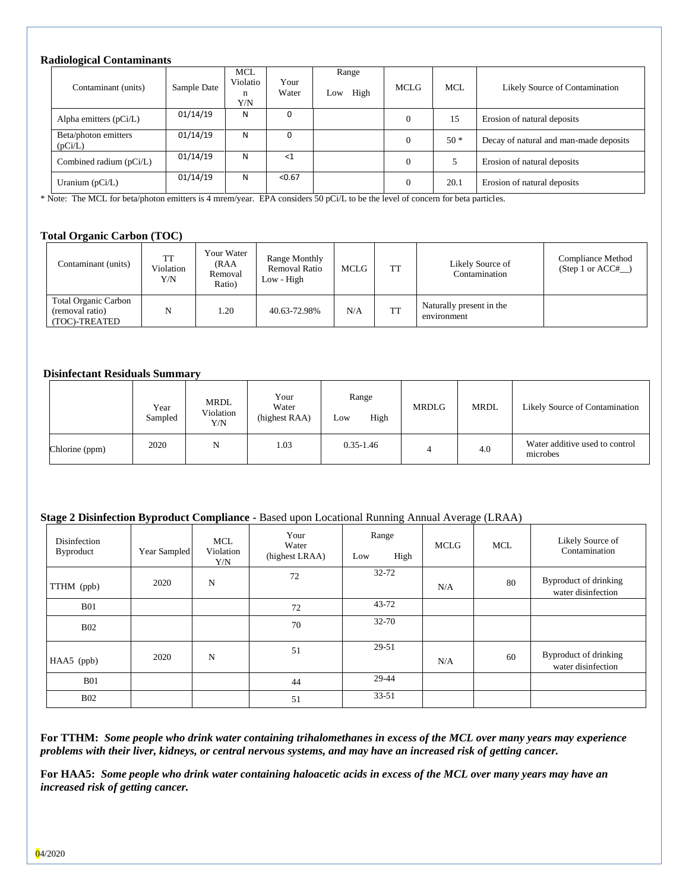**Radiological Contaminants**

| Contaminant (units) | Sample Date | MCL Violation Y/N | Your Water | Range Low High | MCLG | MCL | Likely Source of Contamination |
|---|---|---|---|---|---|---|---|
| Alpha emitters (pCi/L) | 01/14/19 | N | 0 | | 0 | 15 | Erosion of natural deposits |
| Beta/photon emitters (pCi/L) | 01/14/19 | N | 0 | | 0 | 50 * | Decay of natural and man-made deposits |
| Combined radium (pCi/L) | 01/14/19 | N | <1 | | 0 | 5 | Erosion of natural deposits |
| Uranium (pCi/L) | 01/14/19 | N | <0.67 | | 0 | 20.1 | Erosion of natural deposits |

* Note: The MCL for beta/photon emitters is 4 mrem/year. EPA considers 50 pCi/L to be the level of concern for beta particles.

**Total Organic Carbon (TOC)**

| Contaminant (units) | TT Violation Y/N | Your Water (RAA Removal Ratio) | Range Monthly Removal Ratio Low - High | MCLG | TT | Likely Source of Contamination | Compliance Method (Step 1 or ACC#__) |
|---|---|---|---|---|---|---|---|
| Total Organic Carbon (removal ratio) (TOC)-TREATED | N | 1.20 | 40.63-72.98% | N/A | TT | Naturally present in the environment | |

**Disinfectant Residuals Summary**

| | Year Sampled | MRDL Violation Y/N | Your Water (highest RAA) | Range Low High | MRDLG | MRDL | Likely Source of Contamination |
|---|---|---|---|---|---|---|---|
| Chlorine (ppm) | 2020 | N | 1.03 | 0.35-1.46 | 4 | 4.0 | Water additive used to control microbes |

**Stage 2 Disinfection Byproduct Compliance** - Based upon Locational Running Annual Average (LRAA)

| Disinfection Byproduct | Year Sampled | MCL Violation Y/N | Your Water (highest LRAA) | Range Low High | MCLG | MCL | Likely Source of Contamination |
|---|---|---|---|---|---|---|---|
| TTHM (ppb) | 2020 | N | 72 | 32-72 | N/A | 80 | Byproduct of drinking water disinfection |
| B01 | | | 72 | 43-72 | | | |
| B02 | | | 70 | 32-70 | | | |
| HAA5 (ppb) | 2020 | N | 51 | 29-51 | N/A | 60 | Byproduct of drinking water disinfection |
| B01 | | | 44 | 29-44 | | | |
| B02 | | | 51 | 33-51 | | | |

**For TTHM:** ***Some people who drink water containing trihalomethanes in excess of the MCL over many years may experience problems with their liver, kidneys, or central nervous systems, and may have an increased risk of getting cancer.***

**For HAA5:** ***Some people who drink water containing haloacetic acids in excess of the MCL over many years may have an increased risk of getting cancer.***

04/2020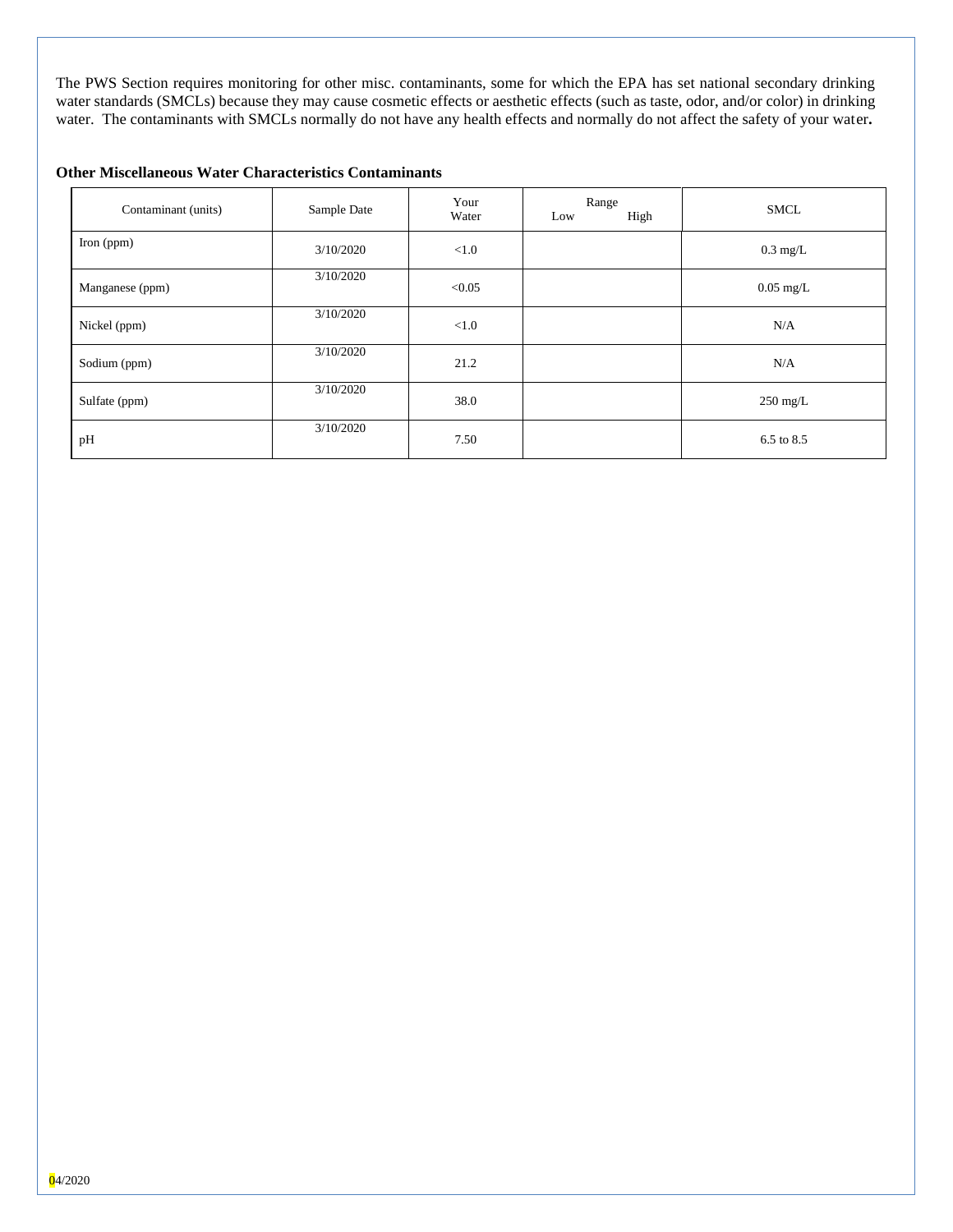The PWS Section requires monitoring for other misc. contaminants, some for which the EPA has set national secondary drinking water standards (SMCLs) because they may cause cosmetic effects or aesthetic effects (such as taste, odor, and/or color) in drinking water. The contaminants with SMCLs normally do not have any health effects and normally do not affect the safety of your water**.**

**Other Miscellaneous Water Characteristics Contaminants**

| Contaminant (units) | Sample Date | Your Water | Range Low High | SMCL |
|---|---|---|---|---|
| Iron (ppm) | 3/10/2020 | <1.0 | | 0.3 mg/L |
| Manganese (ppm) | 3/10/2020 | <0.05 | | 0.05 mg/L |
| Nickel (ppm) | 3/10/2020 | <1.0 | | N/A |
| Sodium (ppm) | 3/10/2020 | 21.2 | | N/A |
| Sulfate (ppm) | 3/10/2020 | 38.0 | | 250 mg/L |
| pH | 3/10/2020 | 7.50 | | 6.5 to 8.5 |

04/2020